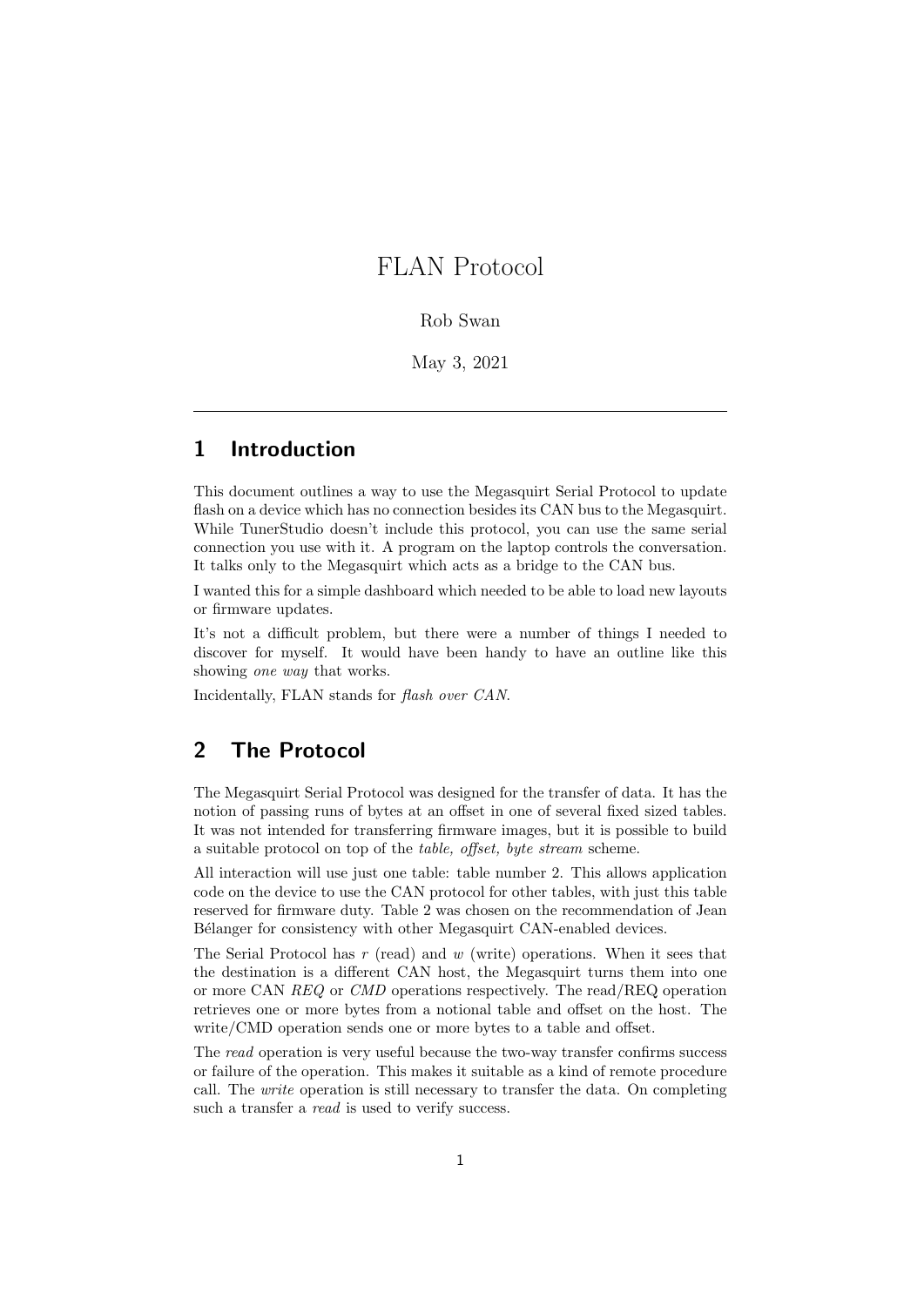# FLAN Protocol

Rob Swan

May 3, 2021

---

## 1 Introduction

This document outlines a way to use the Megasquirt Serial Protocol to update flash on a device which has no connection besides its CAN bus to the Megasquirt. While TunerStudio doesn't include this protocol, you can use the same serial connection you use with it. A program on the laptop controls the conversation. It talks only to the Megasquirt which acts as a bridge to the CAN bus.

I wanted this for a simple dashboard which needed to be able to load new layouts or firmware updates.

It's not a difficult problem, but there were a number of things I needed to discover for myself. It would have been handy to have an outline like this showing *one way* that works.

Incidentally, FLAN stands for *flash over CAN*.

## 2 The Protocol

The Megasquirt Serial Protocol was designed for the transfer of data. It has the notion of passing runs of bytes at an offset in one of several fixed sized tables. It was not intended for transferring firmware images, but it is possible to build a suitable protocol on top of the *table, offset, byte stream* scheme.

All interaction will use just one table: table number 2. This allows application code on the device to use the CAN protocol for other tables, with just this table reserved for firmware duty. Table 2 was chosen on the recommendation of Jean Bélanger for consistency with other Megasquirt CAN-enabled devices.

The Serial Protocol has *r* (read) and *w* (write) operations. When it sees that the destination is a different CAN host, the Megasquirt turns them into one or more CAN *REQ* or *CMD* operations respectively. The read/REQ operation retrieves one or more bytes from a notional table and offset on the host. The write/CMD operation sends one or more bytes to a table and offset.

The *read* operation is very useful because the two-way transfer confirms success or failure of the operation. This makes it suitable as a kind of remote procedure call. The *write* operation is still necessary to transfer the data. On completing such a transfer a *read* is used to verify success.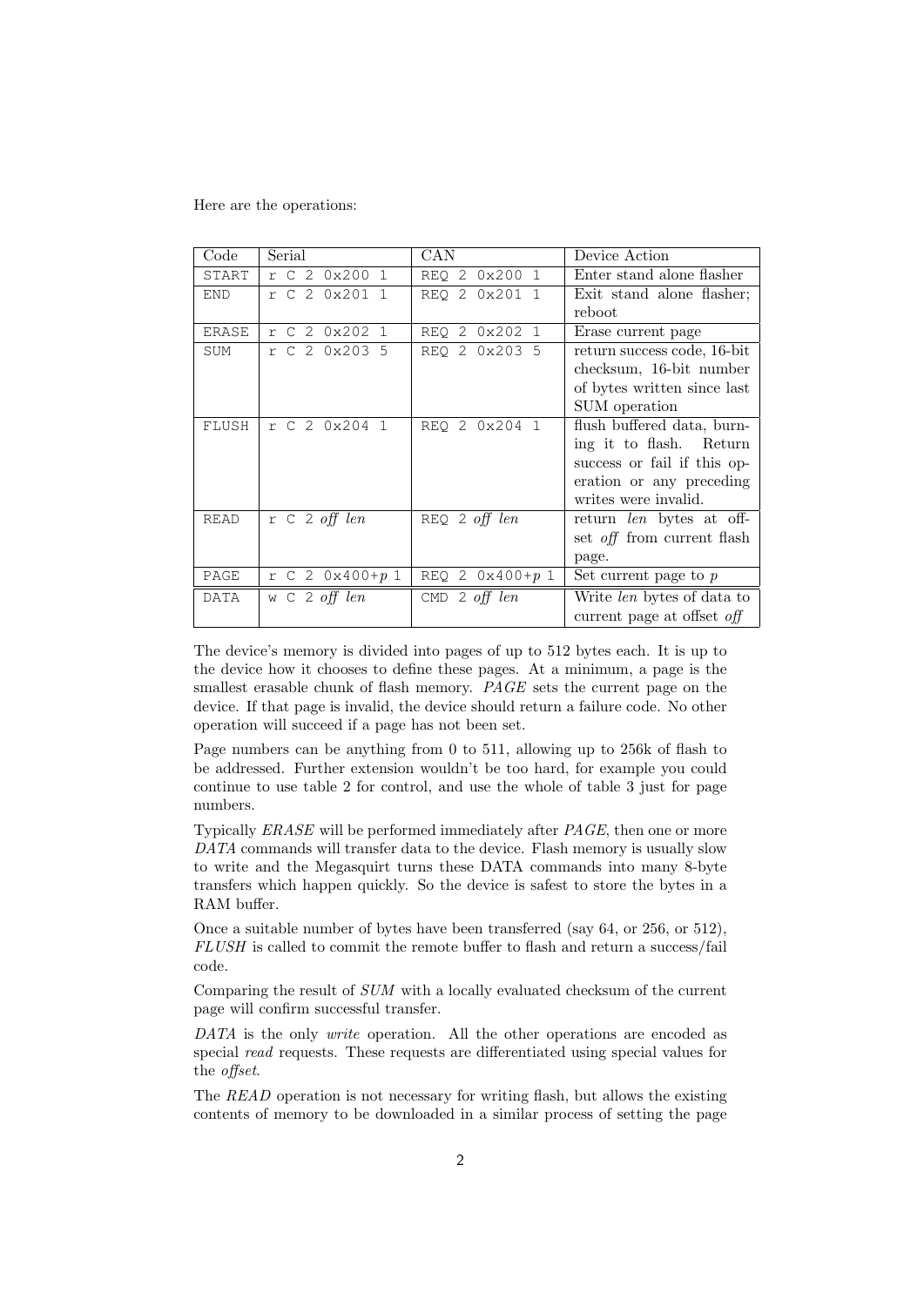Here are the operations:

| Code | Serial | CAN | Device Action |
|---|---|---|---|
| START | r C 2 0x200 1 | REQ 2 0x200 1 | Enter stand alone flasher |
| END | r C 2 0x201 1 | REQ 2 0x201 1 | Exit stand alone flasher; reboot |
| ERASE | r C 2 0x202 1 | REQ 2 0x202 1 | Erase current page |
| SUM | r C 2 0x203 5 | REQ 2 0x203 5 | return success code, 16-bit checksum, 16-bit number of bytes written since last SUM operation |
| FLUSH | r C 2 0x204 1 | REQ 2 0x204 1 | flush buffered data, burning it to flash. Return success or fail if this operation or any preceding writes were invalid. |
| READ | r C 2 *off* *len* | REQ 2 *off* *len* | return *len* bytes at offset *off* from current flash page. |
| PAGE | r C 2 0x400+*p* 1 | REQ 2 0x400+*p* 1 | Set current page to *p* |
| DATA | w C 2 *off* *len* | CMD 2 *off* *len* | Write *len* bytes of data to current page at offset *off* |

The device's memory is divided into pages of up to 512 bytes each. It is up to the device how it chooses to define these pages. At a minimum, a page is the smallest erasable chunk of flash memory. *PAGE* sets the current page on the device. If that page is invalid, the device should return a failure code. No other operation will succeed if a page has not been set.

Page numbers can be anything from 0 to 511, allowing up to 256k of flash to be addressed. Further extension wouldn't be too hard, for example you could continue to use table 2 for control, and use the whole of table 3 just for page numbers.

Typically *ERASE* will be performed immediately after *PAGE*, then one or more *DATA* commands will transfer data to the device. Flash memory is usually slow to write and the Megasquirt turns these DATA commands into many 8-byte transfers which happen quickly. So the device is safest to store the bytes in a RAM buffer.

Once a suitable number of bytes have been transferred (say 64, or 256, or 512), *FLUSH* is called to commit the remote buffer to flash and return a success/fail code.

Comparing the result of *SUM* with a locally evaluated checksum of the current page will confirm successful transfer.

*DATA* is the only *write* operation. All the other operations are encoded as special *read* requests. These requests are differentiated using special values for the *offset*.

The *READ* operation is not necessary for writing flash, but allows the existing contents of memory to be downloaded in a similar process of setting the page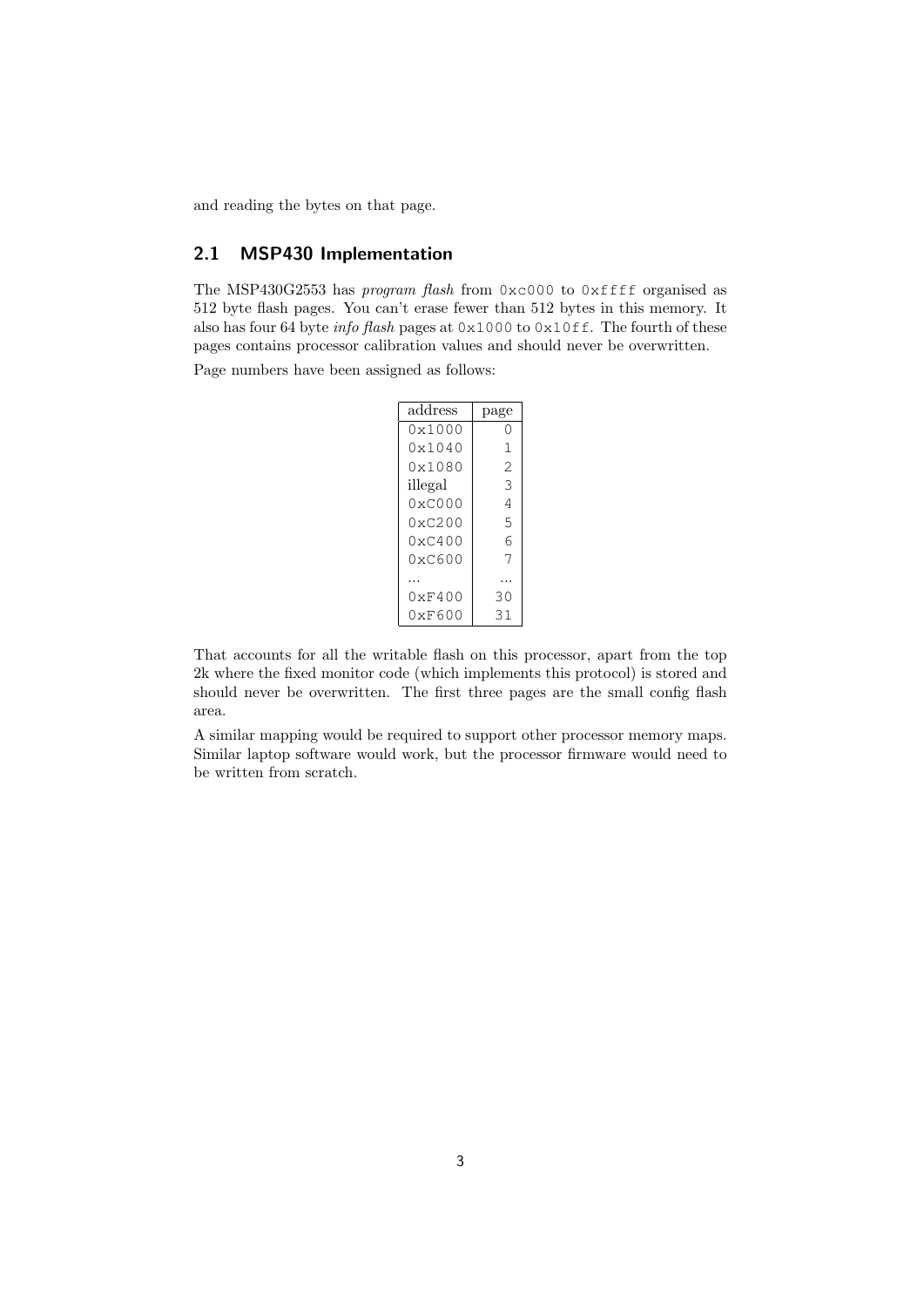and reading the bytes on that page.

## 2.1 MSP430 Implementation

The MSP430G2553 has *program flash* from `0xc000` to `0xffff` organised as 512 byte flash pages. You can't erase fewer than 512 bytes in this memory. It also has four 64 byte *info flash* pages at `0x1000` to `0x10ff`. The fourth of these pages contains processor calibration values and should never be overwritten.

Page numbers have been assigned as follows:

| address | page |
|---|---|
| 0x1000 | 0 |
| 0x1040 | 1 |
| 0x1080 | 2 |
| illegal | 3 |
| 0xC000 | 4 |
| 0xC200 | 5 |
| 0xC400 | 6 |
| 0xC600 | 7 |
| ... | ... |
| 0xF400 | 30 |
| 0xF600 | 31 |

That accounts for all the writable flash on this processor, apart from the top 2k where the fixed monitor code (which implements this protocol) is stored and should never be overwritten. The first three pages are the small config flash area.

A similar mapping would be required to support other processor memory maps. Similar laptop software would work, but the processor firmware would need to be written from scratch.